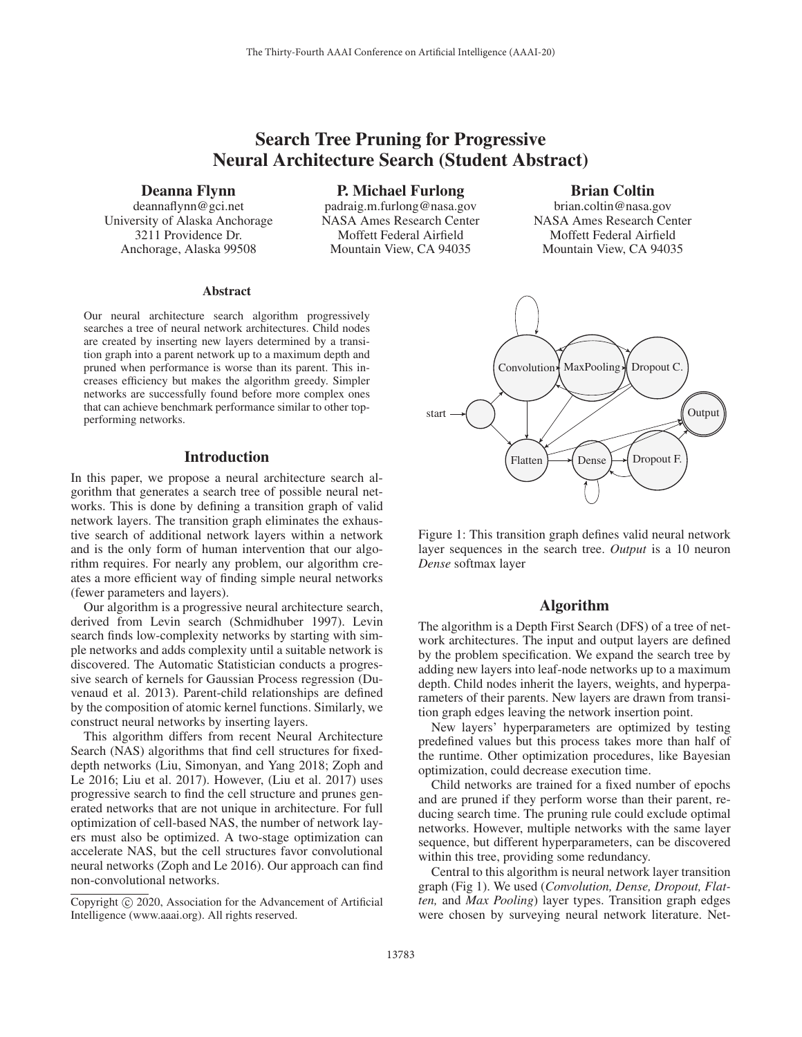# Search Tree Pruning for Progressive Neural Architecture Search (Student Abstract)

**Deanna Flynn**
deannaflynn@gci.net
University of Alaska Anchorage
3211 Providence Dr.
Anchorage, Alaska 99508

**P. Michael Furlong**
padraig.m.furlong@nasa.gov
NASA Ames Research Center
Moffett Federal Airfield
Mountain View, CA 94035

**Brian Coltin**
brian.coltin@nasa.gov
NASA Ames Research Center
Moffett Federal Airfield
Mountain View, CA 94035

### Abstract

Our neural architecture search algorithm progressively searches a tree of neural network architectures. Child nodes are created by inserting new layers determined by a transition graph into a parent network up to a maximum depth and pruned when performance is worse than its parent. This increases efficiency but makes the algorithm greedy. Simpler networks are successfully found before more complex ones that can achieve benchmark performance similar to other top-performing networks.

## Introduction

In this paper, we propose a neural architecture search algorithm that generates a search tree of possible neural networks. This is done by defining a transition graph of valid network layers. The transition graph eliminates the exhaustive search of additional network layers within a network and is the only form of human intervention that our algorithm requires. For nearly any problem, our algorithm creates a more efficient way of finding simple neural networks (fewer parameters and layers).

Our algorithm is a progressive neural architecture search, derived from Levin search (Schmidhuber 1997). Levin search finds low-complexity networks by starting with simple networks and adds complexity until a suitable network is discovered. The Automatic Statistician conducts a progressive search of kernels for Gaussian Process regression (Duvenaud et al. 2013). Parent-child relationships are defined by the composition of atomic kernel functions. Similarly, we construct neural networks by inserting layers.

This algorithm differs from recent Neural Architecture Search (NAS) algorithms that find cell structures for fixed-depth networks (Liu, Simonyan, and Yang 2018; Zoph and Le 2016; Liu et al. 2017). However, (Liu et al. 2017) uses progressive search to find the cell structure and prunes generated networks that are not unique in architecture. For full optimization of cell-based NAS, the number of network layers must also be optimized. A two-stage optimization can accelerate NAS, but the cell structures favor convolutional neural networks (Zoph and Le 2016). Our approach can find non-convolutional networks.

Copyright © 2020, Association for the Advancement of Artificial Intelligence (www.aaai.org). All rights reserved.

Figure 1: This transition graph defines valid neural network layer sequences in the search tree. *Output* is a 10 neuron *Dense* softmax layer

## Algorithm

The algorithm is a Depth First Search (DFS) of a tree of network architectures. The input and output layers are defined by the problem specification. We expand the search tree by adding new layers into leaf-node networks up to a maximum depth. Child nodes inherit the layers, weights, and hyperparameters of their parents. New layers are drawn from transition graph edges leaving the network insertion point.

New layers' hyperparameters are optimized by testing predefined values but this process takes more than half of the runtime. Other optimization procedures, like Bayesian optimization, could decrease execution time.

Child networks are trained for a fixed number of epochs and are pruned if they perform worse than their parent, reducing search time. The pruning rule could exclude optimal networks. However, multiple networks with the same layer sequence, but different hyperparameters, can be discovered within this tree, providing some redundancy.

Central to this algorithm is neural network layer transition graph (Fig 1). We used (*Convolution, Dense, Dropout, Flatten,* and *Max Pooling*) layer types. Transition graph edges were chosen by surveying neural network literature. Net-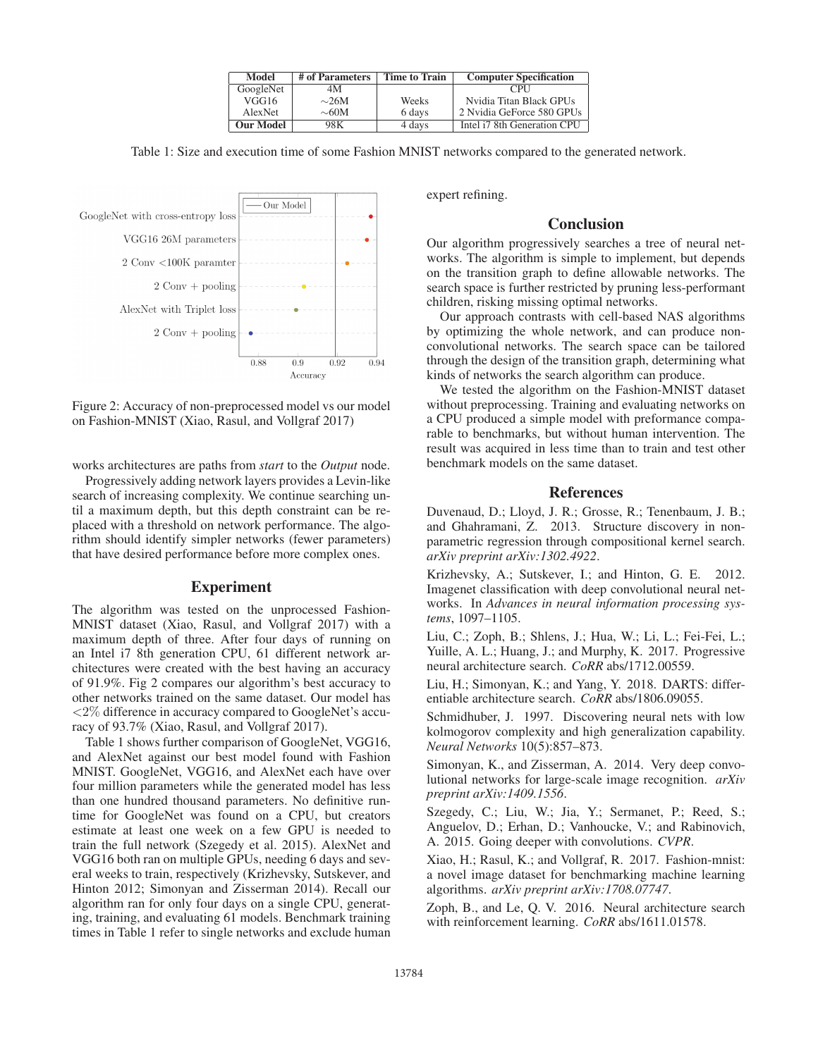| Model | # of Parameters | Time to Train | Computer Specification |
|---|---|---|---|
| GoogleNet | 4M | | CPU |
| VGG16 | $\sim$26M | Weeks | Nvidia Titan Black GPUs |
| AlexNet | $\sim$60M | 6 days | 2 Nvidia GeForce 580 GPUs |
| **Our Model** | 98K | 4 days | Intel i7 8th Generation CPU |

Table 1: Size and execution time of some Fashion MNIST networks compared to the generated network.

Our Model

GoogleNet with cross-entropy loss

VGG16 26M parameters

2 Conv <100K paramter

2 Conv + pooling

AlexNet with Triplet loss

2 Conv + pooling

0.88 0.9 0.92 0.94

Accuracy

Figure 2: Accuracy of non-preprocessed model vs our model on Fashion-MNIST (Xiao, Rasul, and Vollgraf 2017)

works architectures are paths from *start* to the *Output* node.

Progressively adding network layers provides a Levin-like search of increasing complexity. We continue searching until a maximum depth, but this depth constraint can be replaced with a threshold on network performance. The algorithm should identify simpler networks (fewer parameters) that have desired performance before more complex ones.

## Experiment

The algorithm was tested on the unprocessed Fashion-MNIST dataset (Xiao, Rasul, and Vollgraf 2017) with a maximum depth of three. After four days of running on an Intel i7 8th generation CPU, 61 different network architectures were created with the best having an accuracy of 91.9%. Fig 2 compares our algorithm's best accuracy to other networks trained on the same dataset. Our model has $<2\%$ difference in accuracy compared to GoogleNet's accuracy of 93.7% (Xiao, Rasul, and Vollgraf 2017).

Table 1 shows further comparison of GoogleNet, VGG16, and AlexNet against our best model found with Fashion MNIST. GoogleNet, VGG16, and AlexNet each have over four million parameters while the generated model has less than one hundred thousand parameters. No definitive runtime for GoogleNet was found on a CPU, but creators estimate at least one week on a few GPU is needed to train the full network (Szegedy et al. 2015). AlexNet and VGG16 both ran on multiple GPUs, needing 6 days and several weeks to train, respectively (Krizhevsky, Sutskever, and Hinton 2012; Simonyan and Zisserman 2014). Recall our algorithm ran for only four days on a single CPU, generating, training, and evaluating 61 models. Benchmark training times in Table 1 refer to single networks and exclude human expert refining.

## Conclusion

Our algorithm progressively searches a tree of neural networks. The algorithm is simple to implement, but depends on the transition graph to define allowable networks. The search space is further restricted by pruning less-performant children, risking missing optimal networks.

Our approach contrasts with cell-based NAS algorithms by optimizing the whole network, and can produce non-convolutional networks. The search space can be tailored through the design of the transition graph, determining what kinds of networks the search algorithm can produce.

We tested the algorithm on the Fashion-MNIST dataset without preprocessing. Training and evaluating networks on a CPU produced a simple model with preformance comparable to benchmarks, but without human intervention. The result was acquired in less time than to train and test other benchmark models on the same dataset.

## References

Duvenaud, D.; Lloyd, J. R.; Grosse, R.; Tenenbaum, J. B.; and Ghahramani, Z. 2013. Structure discovery in nonparametric regression through compositional kernel search. *arXiv preprint arXiv:1302.4922*.

Krizhevsky, A.; Sutskever, I.; and Hinton, G. E. 2012. Imagenet classification with deep convolutional neural networks. In *Advances in neural information processing systems*, 1097–1105.

Liu, C.; Zoph, B.; Shlens, J.; Hua, W.; Li, L.; Fei-Fei, L.; Yuille, A. L.; Huang, J.; and Murphy, K. 2017. Progressive neural architecture search. *CoRR* abs/1712.00559.

Liu, H.; Simonyan, K.; and Yang, Y. 2018. DARTS: differentiable architecture search. *CoRR* abs/1806.09055.

Schmidhuber, J. 1997. Discovering neural nets with low kolmogorov complexity and high generalization capability. *Neural Networks* 10(5):857–873.

Simonyan, K., and Zisserman, A. 2014. Very deep convolutional networks for large-scale image recognition. *arXiv preprint arXiv:1409.1556*.

Szegedy, C.; Liu, W.; Jia, Y.; Sermanet, P.; Reed, S.; Anguelov, D.; Erhan, D.; Vanhoucke, V.; and Rabinovich, A. 2015. Going deeper with convolutions. *CVPR*.

Xiao, H.; Rasul, K.; and Vollgraf, R. 2017. Fashion-mnist: a novel image dataset for benchmarking machine learning algorithms. *arXiv preprint arXiv:1708.07747*.

Zoph, B., and Le, Q. V. 2016. Neural architecture search with reinforcement learning. *CoRR* abs/1611.01578.